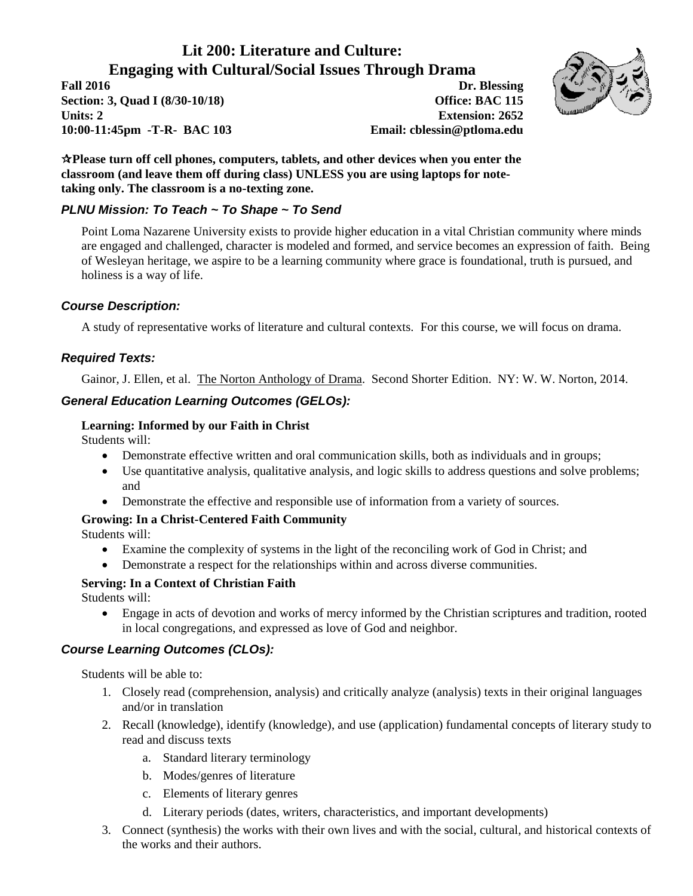# Lit 200: Literature and Culture:
# Engaging with Cultural/Social Issues Through Drama

**Fall 2016**
**Section: 3, Quad I (8/30-10/18)**
**Units: 2**
**10:00-11:45pm -T-R- BAC 103**

**Dr. Blessing**
**Office: BAC 115**
**Extension: 2652**
**Email: cblessin@ptloma.edu**

**☆Please turn off cell phones, computers, tablets, and other devices when you enter the classroom (and leave them off during class) UNLESS you are using laptops for note-taking only. The classroom is a no-texting zone.**

### *PLNU Mission: To Teach ~ To Shape ~ To Send*

Point Loma Nazarene University exists to provide higher education in a vital Christian community where minds are engaged and challenged, character is modeled and formed, and service becomes an expression of faith. Being of Wesleyan heritage, we aspire to be a learning community where grace is foundational, truth is pursued, and holiness is a way of life.

### *Course Description:*

A study of representative works of literature and cultural contexts. For this course, we will focus on drama.

### *Required Texts:*

Gainor, J. Ellen, et al. The Norton Anthology of Drama. Second Shorter Edition. NY: W. W. Norton, 2014.

### *General Education Learning Outcomes (GELOs):*

**Learning: Informed by our Faith in Christ**
Students will:

- Demonstrate effective written and oral communication skills, both as individuals and in groups;
- Use quantitative analysis, qualitative analysis, and logic skills to address questions and solve problems; and
- Demonstrate the effective and responsible use of information from a variety of sources.

**Growing: In a Christ-Centered Faith Community**
Students will:

- Examine the complexity of systems in the light of the reconciling work of God in Christ; and
- Demonstrate a respect for the relationships within and across diverse communities.

**Serving: In a Context of Christian Faith**
Students will:

- Engage in acts of devotion and works of mercy informed by the Christian scriptures and tradition, rooted in local congregations, and expressed as love of God and neighbor.

### *Course Learning Outcomes (CLOs):*

Students will be able to:

1. Closely read (comprehension, analysis) and critically analyze (analysis) texts in their original languages and/or in translation
2. Recall (knowledge), identify (knowledge), and use (application) fundamental concepts of literary study to read and discuss texts
    a. Standard literary terminology
    b. Modes/genres of literature
    c. Elements of literary genres
    d. Literary periods (dates, writers, characteristics, and important developments)
3. Connect (synthesis) the works with their own lives and with the social, cultural, and historical contexts of the works and their authors.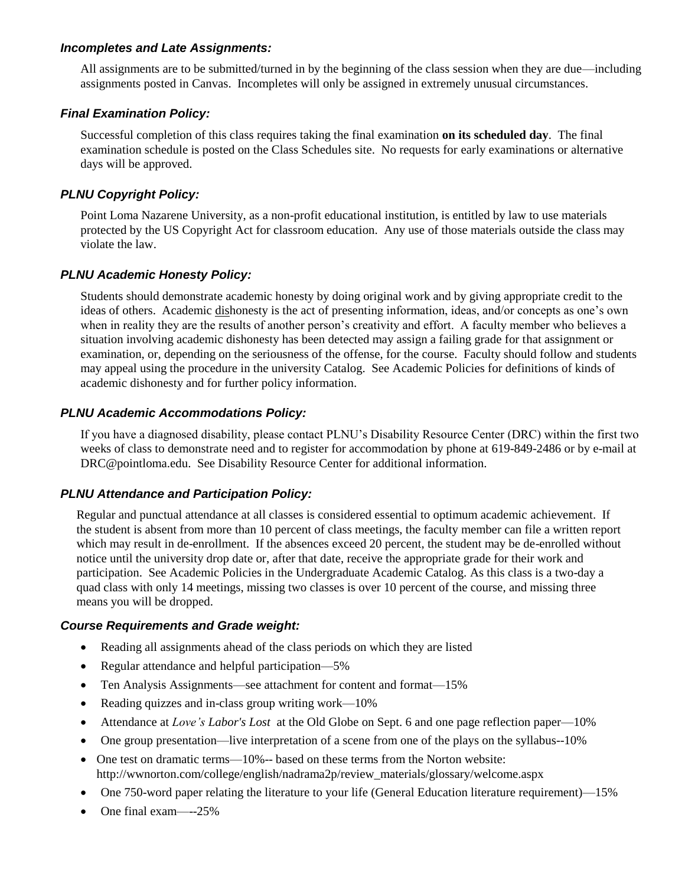### *Incompletes and Late Assignments:*

All assignments are to be submitted/turned in by the beginning of the class session when they are due—including assignments posted in Canvas. Incompletes will only be assigned in extremely unusual circumstances.

### *Final Examination Policy:*

Successful completion of this class requires taking the final examination **on its scheduled day**. The final examination schedule is posted on the Class Schedules site. No requests for early examinations or alternative days will be approved.

### *PLNU Copyright Policy:*

Point Loma Nazarene University, as a non-profit educational institution, is entitled by law to use materials protected by the US Copyright Act for classroom education. Any use of those materials outside the class may violate the law.

### *PLNU Academic Honesty Policy:*

Students should demonstrate academic honesty by doing original work and by giving appropriate credit to the ideas of others. Academic <u>dis</u>honesty is the act of presenting information, ideas, and/or concepts as one's own when in reality they are the results of another person's creativity and effort. A faculty member who believes a situation involving academic dishonesty has been detected may assign a failing grade for that assignment or examination, or, depending on the seriousness of the offense, for the course. Faculty should follow and students may appeal using the procedure in the university Catalog. See Academic Policies for definitions of kinds of academic dishonesty and for further policy information.

### *PLNU Academic Accommodations Policy:*

If you have a diagnosed disability, please contact PLNU's Disability Resource Center (DRC) within the first two weeks of class to demonstrate need and to register for accommodation by phone at 619-849-2486 or by e-mail at DRC@pointloma.edu. See Disability Resource Center for additional information.

### *PLNU Attendance and Participation Policy:*

Regular and punctual attendance at all classes is considered essential to optimum academic achievement. If the student is absent from more than 10 percent of class meetings, the faculty member can file a written report which may result in de-enrollment. If the absences exceed 20 percent, the student may be de-enrolled without notice until the university drop date or, after that date, receive the appropriate grade for their work and participation. See Academic Policies in the Undergraduate Academic Catalog. As this class is a two-day a quad class with only 14 meetings, missing two classes is over 10 percent of the course, and missing three means you will be dropped.

### *Course Requirements and Grade weight:*

- Reading all assignments ahead of the class periods on which they are listed
- Regular attendance and helpful participation—5%
- Ten Analysis Assignments—see attachment for content and format—15%
- Reading quizzes and in-class group writing work—10%
- Attendance at *Love's Labor's Lost* at the Old Globe on Sept. 6 and one page reflection paper—10%
- One group presentation—live interpretation of a scene from one of the plays on the syllabus--10%
- One test on dramatic terms—10%-- based on these terms from the Norton website: http://wwnorton.com/college/english/nadrama2p/review_materials/glossary/welcome.aspx
- One 750-word paper relating the literature to your life (General Education literature requirement)—15%
- One final exam—--25%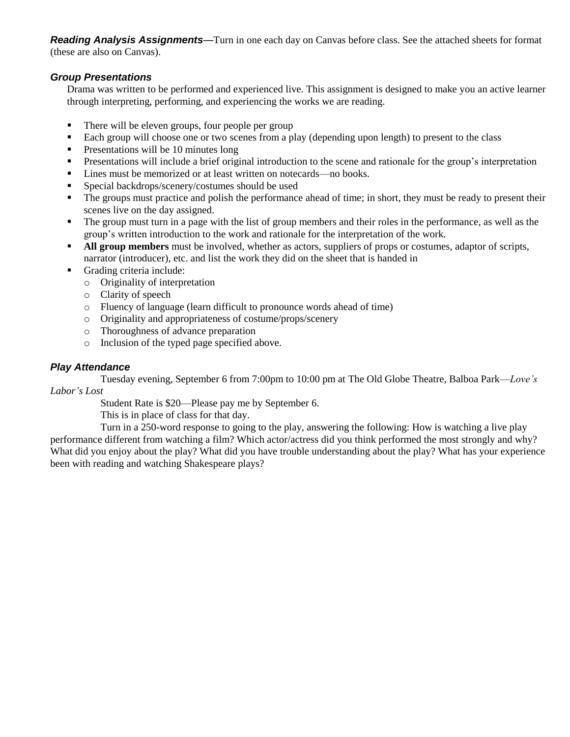***Reading Analysis Assignments—***Turn in one each day on Canvas before class. See the attached sheets for format (these are also on Canvas).

### *Group Presentations*

Drama was written to be performed and experienced live. This assignment is designed to make you an active learner through interpreting, performing, and experiencing the works we are reading.

- There will be eleven groups, four people per group
- Each group will choose one or two scenes from a play (depending upon length) to present to the class
- Presentations will be 10 minutes long
- Presentations will include a brief original introduction to the scene and rationale for the group's interpretation
- Lines must be memorized or at least written on notecards—no books.
- Special backdrops/scenery/costumes should be used
- The groups must practice and polish the performance ahead of time; in short, they must be ready to present their scenes live on the day assigned.
- The group must turn in a page with the list of group members and their roles in the performance, as well as the group's written introduction to the work and rationale for the interpretation of the work.
- **All group members** must be involved, whether as actors, suppliers of props or costumes, adaptor of scripts, narrator (introducer), etc. and list the work they did on the sheet that is handed in
- Grading criteria include:
  - Originality of interpretation
  - Clarity of speech
  - Fluency of language (learn difficult to pronounce words ahead of time)
  - Originality and appropriateness of costume/props/scenery
  - Thoroughness of advance preparation
  - Inclusion of the typed page specified above.

### *Play Attendance*

Tuesday evening, September 6 from 7:00pm to 10:00 pm at The Old Globe Theatre, Balboa Park—*Love's Labor's Lost*

Student Rate is $20—Please pay me by September 6.

This is in place of class for that day.

Turn in a 250-word response to going to the play, answering the following: How is watching a live play performance different from watching a film? Which actor/actress did you think performed the most strongly and why? What did you enjoy about the play? What did you have trouble understanding about the play? What has your experience been with reading and watching Shakespeare plays?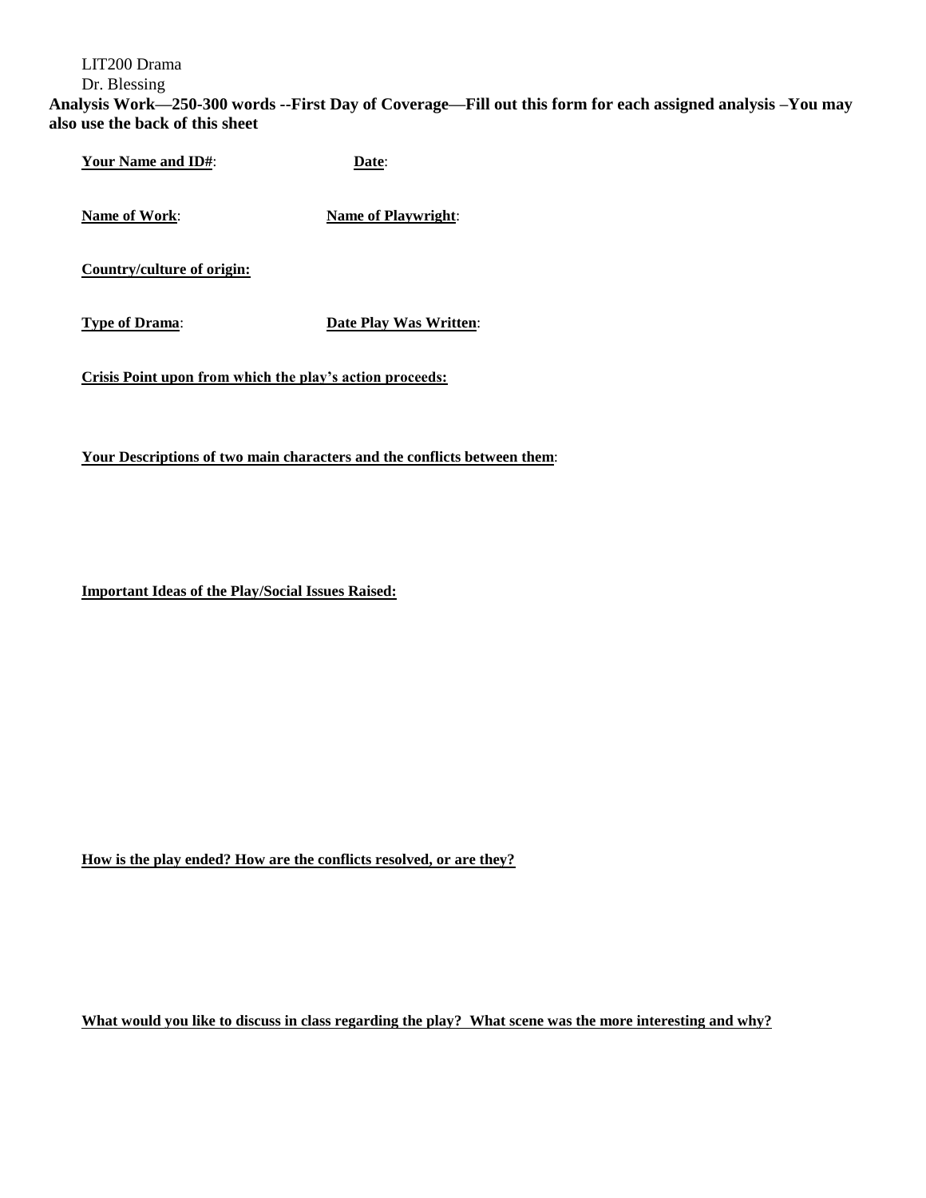LIT200 Drama

Dr. Blessing

**Analysis Work—250-300 words --First Day of Coverage—Fill out this form for each assigned analysis –You may also use the back of this sheet**

**Your Name and ID#**: **Date**:

**Name of Work**: **Name of Playwright**:

**Country/culture of origin:**

**Type of Drama**: **Date Play Was Written**:

**Crisis Point upon from which the play's action proceeds:**

**Your Descriptions of two main characters and the conflicts between them**:

**Important Ideas of the Play/Social Issues Raised:**

**How is the play ended? How are the conflicts resolved, or are they?**

**What would you like to discuss in class regarding the play? What scene was the more interesting and why?**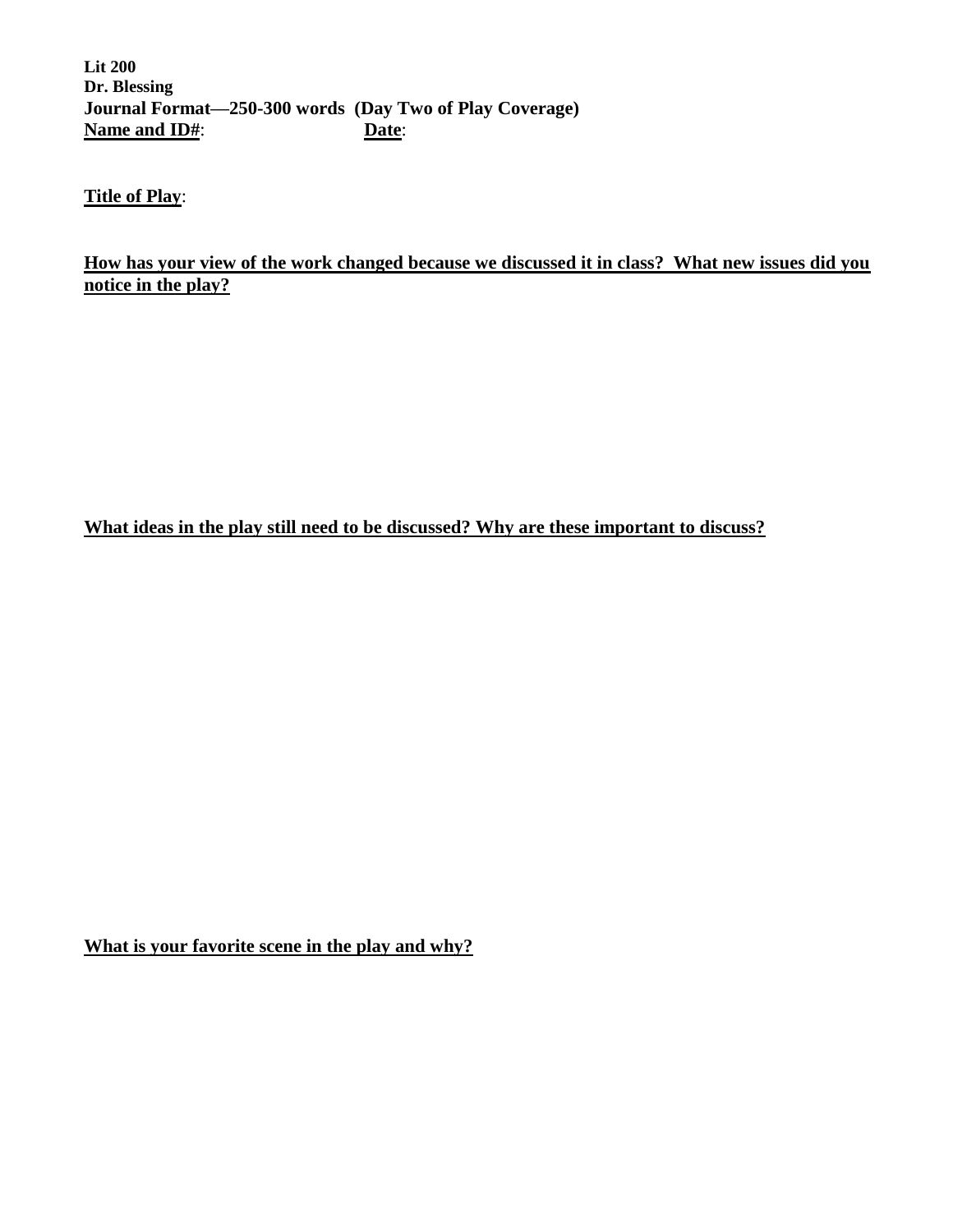**Lit 200**
**Dr. Blessing**
**Journal Format—250-300 words (Day Two of Play Coverage)**
**Name and ID#**: **Date**:

**Title of Play**:

**How has your view of the work changed because we discussed it in class? What new issues did you notice in the play?**

**What ideas in the play still need to be discussed? Why are these important to discuss?**

**What is your favorite scene in the play and why?**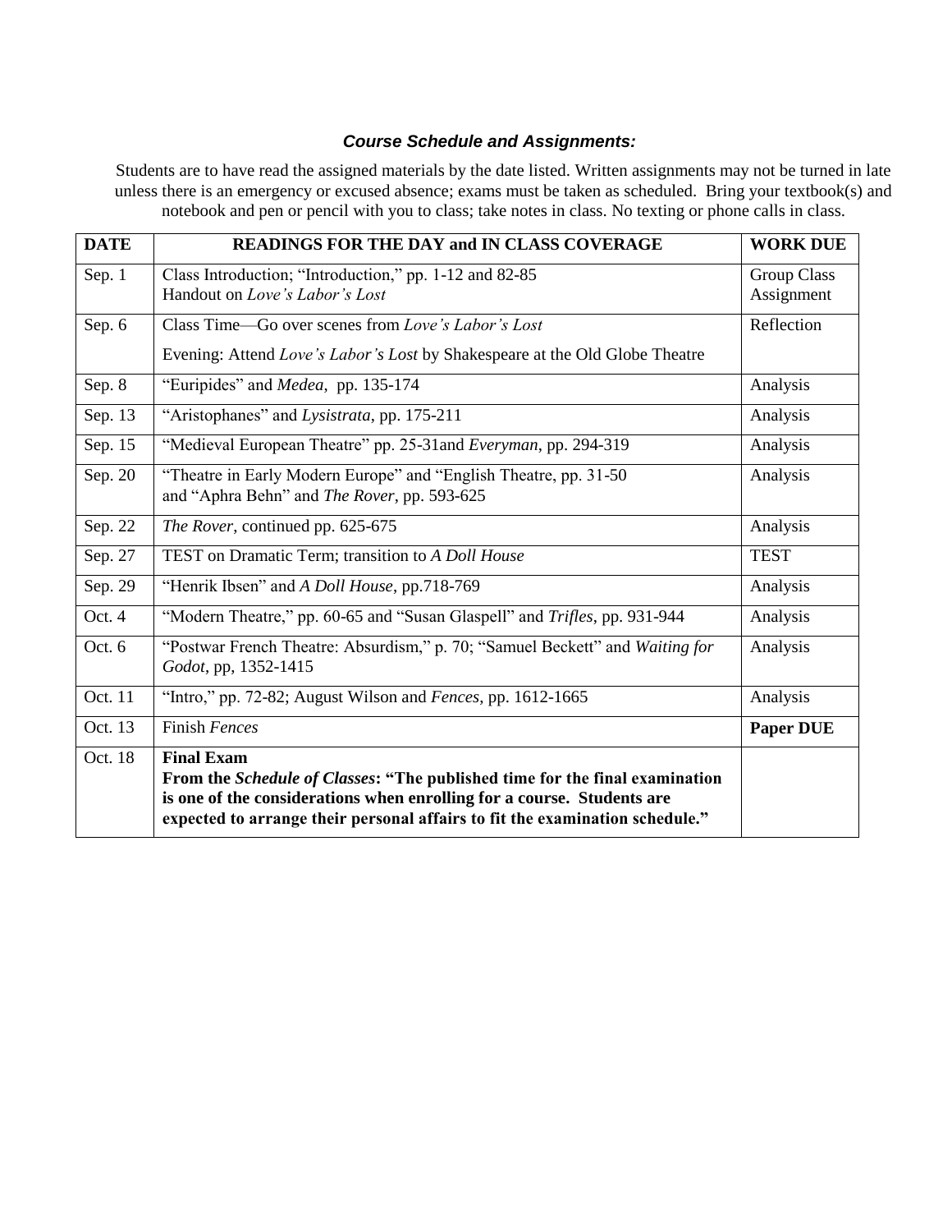### *Course Schedule and Assignments:*

Students are to have read the assigned materials by the date listed. Written assignments may not be turned in late unless there is an emergency or excused absence; exams must be taken as scheduled. Bring your textbook(s) and notebook and pen or pencil with you to class; take notes in class. No texting or phone calls in class.

| DATE | READINGS FOR THE DAY and IN CLASS COVERAGE | WORK DUE |
|---|---|---|
| Sep. 1 | Class Introduction; "Introduction," pp. 1-12 and 82-85<br>Handout on *Love's Labor's Lost* | Group Class Assignment |
| Sep. 6 | Class Time—Go over scenes from *Love's Labor's Lost*<br>Evening: Attend *Love's Labor's Lost* by Shakespeare at the Old Globe Theatre | Reflection |
| Sep. 8 | "Euripides" and *Medea*, pp. 135-174 | Analysis |
| Sep. 13 | "Aristophanes" and *Lysistrata*, pp. 175-211 | Analysis |
| Sep. 15 | "Medieval European Theatre" pp. 25-31and *Everyman*, pp. 294-319 | Analysis |
| Sep. 20 | "Theatre in Early Modern Europe" and "English Theatre, pp. 31-50<br>and "Aphra Behn" and *The Rover*, pp. 593-625 | Analysis |
| Sep. 22 | *The Rover*, continued pp. 625-675 | Analysis |
| Sep. 27 | TEST on Dramatic Term; transition to *A Doll House* | TEST |
| Sep. 29 | "Henrik Ibsen" and *A Doll House*, pp.718-769 | Analysis |
| Oct. 4 | "Modern Theatre," pp. 60-65 and "Susan Glaspell" and *Trifles*, pp. 931-944 | Analysis |
| Oct. 6 | "Postwar French Theatre: Absurdism," p. 70; "Samuel Beckett" and *Waiting for Godot*, pp, 1352-1415 | Analysis |
| Oct. 11 | "Intro," pp. 72-82; August Wilson and *Fences*, pp. 1612-1665 | Analysis |
| Oct. 13 | Finish *Fences* | **Paper DUE** |
| Oct. 18 | **Final Exam**<br>**From the *Schedule of Classes*: "The published time for the final examination is one of the considerations when enrolling for a course. Students are expected to arrange their personal affairs to fit the examination schedule."** | |